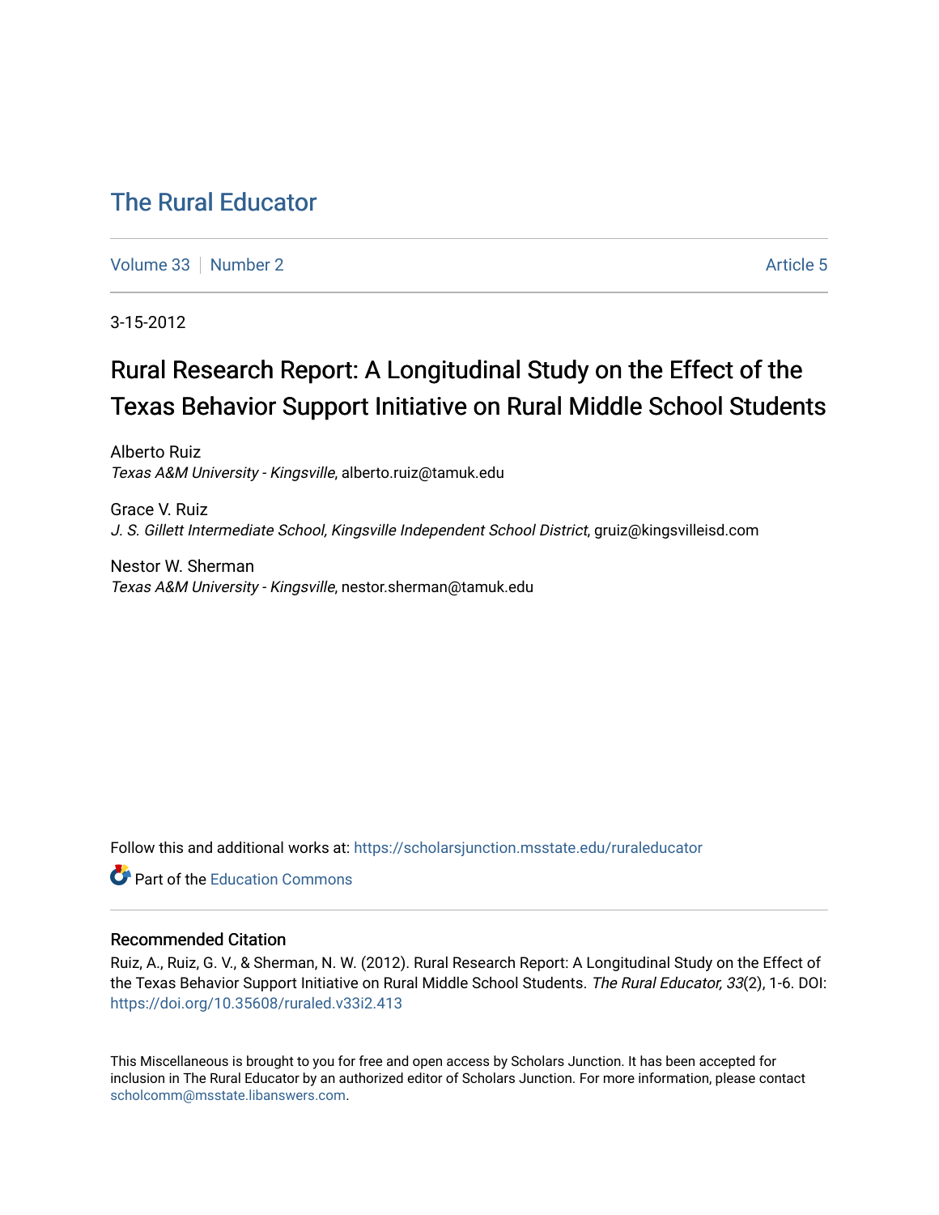# The Rural Educator

Volume 33 | Number 2 | Article 5

3-15-2012

## Rural Research Report: A Longitudinal Study on the Effect of the Texas Behavior Support Initiative on Rural Middle School Students

Alberto Ruiz
*Texas A&M University - Kingsville*, alberto.ruiz@tamuk.edu

Grace V. Ruiz
*J. S. Gillett Intermediate School, Kingsville Independent School District*, gruiz@kingsvilleisd.com

Nestor W. Sherman
*Texas A&M University - Kingsville*, nestor.sherman@tamuk.edu

Follow this and additional works at: https://scholarsjunction.msstate.edu/ruraleducator

Part of the Education Commons

### Recommended Citation

Ruiz, A., Ruiz, G. V., & Sherman, N. W. (2012). Rural Research Report: A Longitudinal Study on the Effect of the Texas Behavior Support Initiative on Rural Middle School Students. *The Rural Educator, 33*(2), 1-6. DOI: https://doi.org/10.35608/ruraled.v33i2.413

This Miscellaneous is brought to you for free and open access by Scholars Junction. It has been accepted for inclusion in The Rural Educator by an authorized editor of Scholars Junction. For more information, please contact scholcomm@msstate.libanswers.com.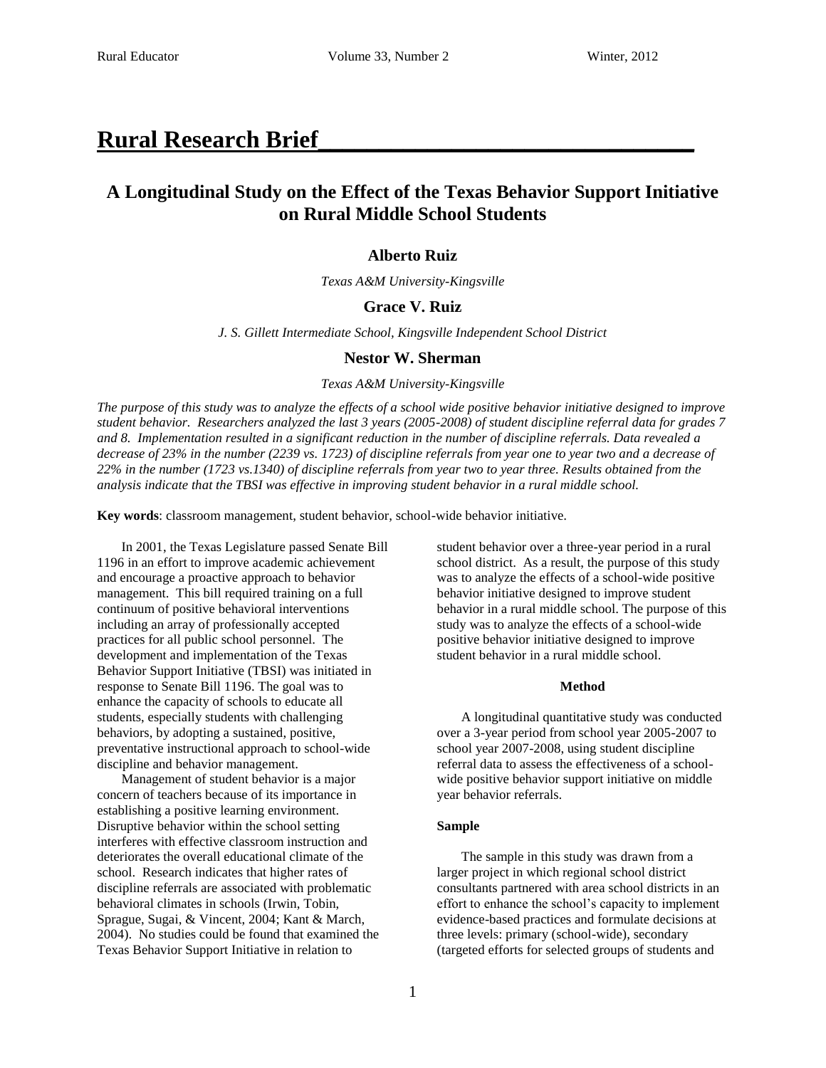# Rural Research Brief

## A Longitudinal Study on the Effect of the Texas Behavior Support Initiative on Rural Middle School Students

### Alberto Ruiz

*Texas A&M University-Kingsville*

### Grace V. Ruiz

*J. S. Gillett Intermediate School, Kingsville Independent School District*

### Nestor W. Sherman

*Texas A&M University-Kingsville*

*The purpose of this study was to analyze the effects of a school wide positive behavior initiative designed to improve student behavior. Researchers analyzed the last 3 years (2005-2008) of student discipline referral data for grades 7 and 8. Implementation resulted in a significant reduction in the number of discipline referrals. Data revealed a decrease of 23% in the number (2239 vs. 1723) of discipline referrals from year one to year two and a decrease of 22% in the number (1723 vs.1340) of discipline referrals from year two to year three. Results obtained from the analysis indicate that the TBSI was effective in improving student behavior in a rural middle school.*

**Key words**: classroom management, student behavior, school-wide behavior initiative.

In 2001, the Texas Legislature passed Senate Bill 1196 in an effort to improve academic achievement and encourage a proactive approach to behavior management. This bill required training on a full continuum of positive behavioral interventions including an array of professionally accepted practices for all public school personnel. The development and implementation of the Texas Behavior Support Initiative (TBSI) was initiated in response to Senate Bill 1196. The goal was to enhance the capacity of schools to educate all students, especially students with challenging behaviors, by adopting a sustained, positive, preventative instructional approach to school-wide discipline and behavior management.

Management of student behavior is a major concern of teachers because of its importance in establishing a positive learning environment. Disruptive behavior within the school setting interferes with effective classroom instruction and deteriorates the overall educational climate of the school. Research indicates that higher rates of discipline referrals are associated with problematic behavioral climates in schools (Irwin, Tobin, Sprague, Sugai, & Vincent, 2004; Kant & March, 2004). No studies could be found that examined the Texas Behavior Support Initiative in relation to student behavior over a three-year period in a rural school district. As a result, the purpose of this study was to analyze the effects of a school-wide positive behavior initiative designed to improve student behavior in a rural middle school. The purpose of this study was to analyze the effects of a school-wide positive behavior initiative designed to improve student behavior in a rural middle school.

#### Method

A longitudinal quantitative study was conducted over a 3-year period from school year 2005-2007 to school year 2007-2008, using student discipline referral data to assess the effectiveness of a school-wide positive behavior support initiative on middle year behavior referrals.

**Sample**

The sample in this study was drawn from a larger project in which regional school district consultants partnered with area school districts in an effort to enhance the school's capacity to implement evidence-based practices and formulate decisions at three levels: primary (school-wide), secondary (targeted efforts for selected groups of students and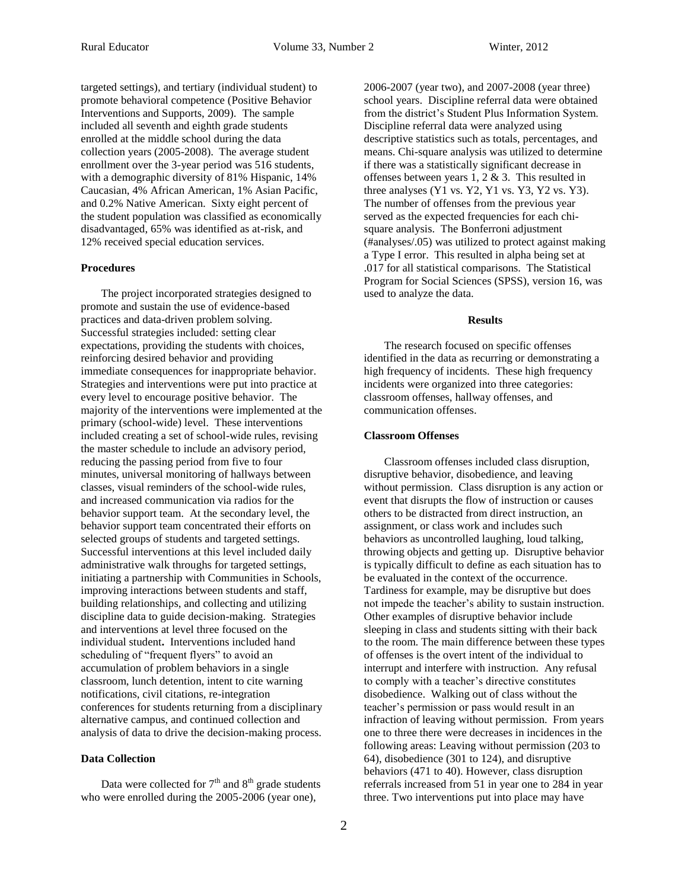targeted settings), and tertiary (individual student) to promote behavioral competence (Positive Behavior Interventions and Supports, 2009). The sample included all seventh and eighth grade students enrolled at the middle school during the data collection years (2005-2008). The average student enrollment over the 3-year period was 516 students, with a demographic diversity of 81% Hispanic, 14% Caucasian, 4% African American, 1% Asian Pacific, and 0.2% Native American. Sixty eight percent of the student population was classified as economically disadvantaged, 65% was identified as at-risk, and 12% received special education services.

### Procedures

The project incorporated strategies designed to promote and sustain the use of evidence-based practices and data-driven problem solving. Successful strategies included: setting clear expectations, providing the students with choices, reinforcing desired behavior and providing immediate consequences for inappropriate behavior. Strategies and interventions were put into practice at every level to encourage positive behavior. The majority of the interventions were implemented at the primary (school-wide) level. These interventions included creating a set of school-wide rules, revising the master schedule to include an advisory period, reducing the passing period from five to four minutes, universal monitoring of hallways between classes, visual reminders of the school-wide rules, and increased communication via radios for the behavior support team. At the secondary level, the behavior support team concentrated their efforts on selected groups of students and targeted settings. Successful interventions at this level included daily administrative walk throughs for targeted settings, initiating a partnership with Communities in Schools, improving interactions between students and staff, building relationships, and collecting and utilizing discipline data to guide decision-making. Strategies and interventions at level three focused on the individual student**.** Interventions included hand scheduling of "frequent flyers" to avoid an accumulation of problem behaviors in a single classroom, lunch detention, intent to cite warning notifications, civil citations, re-integration conferences for students returning from a disciplinary alternative campus, and continued collection and analysis of data to drive the decision-making process.

### Data Collection

Data were collected for 7th and 8th grade students who were enrolled during the 2005-2006 (year one), 2006-2007 (year two), and 2007-2008 (year three) school years. Discipline referral data were obtained from the district's Student Plus Information System. Discipline referral data were analyzed using descriptive statistics such as totals, percentages, and means. Chi-square analysis was utilized to determine if there was a statistically significant decrease in offenses between years 1, 2 & 3. This resulted in three analyses (Y1 vs. Y2, Y1 vs. Y3, Y2 vs. Y3). The number of offenses from the previous year served as the expected frequencies for each chi-square analysis. The Bonferroni adjustment (#analyses/.05) was utilized to protect against making a Type I error. This resulted in alpha being set at .017 for all statistical comparisons. The Statistical Program for Social Sciences (SPSS), version 16, was used to analyze the data.

## Results

The research focused on specific offenses identified in the data as recurring or demonstrating a high frequency of incidents. These high frequency incidents were organized into three categories: classroom offenses, hallway offenses, and communication offenses.

### Classroom Offenses

Classroom offenses included class disruption, disruptive behavior, disobedience, and leaving without permission. Class disruption is any action or event that disrupts the flow of instruction or causes others to be distracted from direct instruction, an assignment, or class work and includes such behaviors as uncontrolled laughing, loud talking, throwing objects and getting up. Disruptive behavior is typically difficult to define as each situation has to be evaluated in the context of the occurrence. Tardiness for example, may be disruptive but does not impede the teacher's ability to sustain instruction. Other examples of disruptive behavior include sleeping in class and students sitting with their back to the room. The main difference between these types of offenses is the overt intent of the individual to interrupt and interfere with instruction. Any refusal to comply with a teacher's directive constitutes disobedience. Walking out of class without the teacher's permission or pass would result in an infraction of leaving without permission. From years one to three there were decreases in incidences in the following areas: Leaving without permission (203 to 64), disobedience (301 to 124), and disruptive behaviors (471 to 40). However, class disruption referrals increased from 51 in year one to 284 in year three. Two interventions put into place may have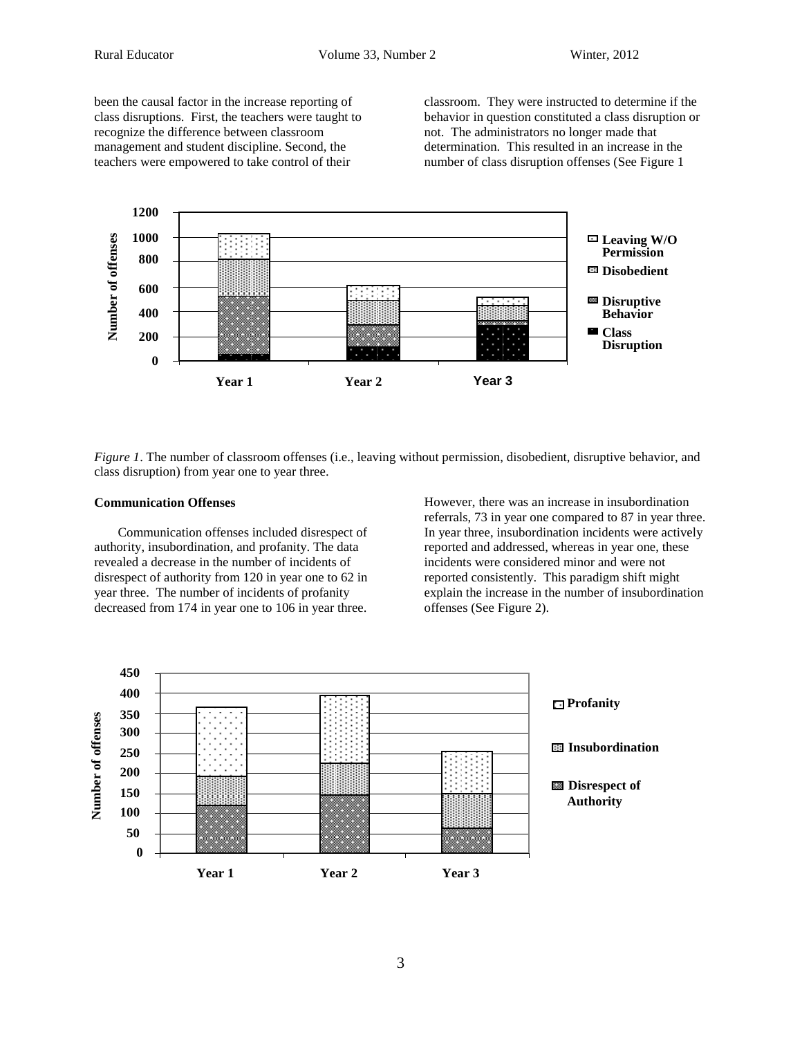been the causal factor in the increase reporting of class disruptions. First, the teachers were taught to recognize the difference between classroom management and student discipline. Second, the teachers were empowered to take control of their classroom. They were instructed to determine if the behavior in question constituted a class disruption or not. The administrators no longer made that determination. This resulted in an increase in the number of class disruption offenses (See Figure 1

*Figure 1*. The number of classroom offenses (i.e., leaving without permission, disobedient, disruptive behavior, and class disruption) from year one to year three.

**Communication Offenses**

Communication offenses included disrespect of authority, insubordination, and profanity. The data revealed a decrease in the number of incidents of disrespect of authority from 120 in year one to 62 in year three. The number of incidents of profanity decreased from 174 in year one to 106 in year three. However, there was an increase in insubordination referrals, 73 in year one compared to 87 in year three. In year three, insubordination incidents were actively reported and addressed, whereas in year one, these incidents were considered minor and were not reported consistently. This paradigm shift might explain the increase in the number of insubordination offenses (See Figure 2).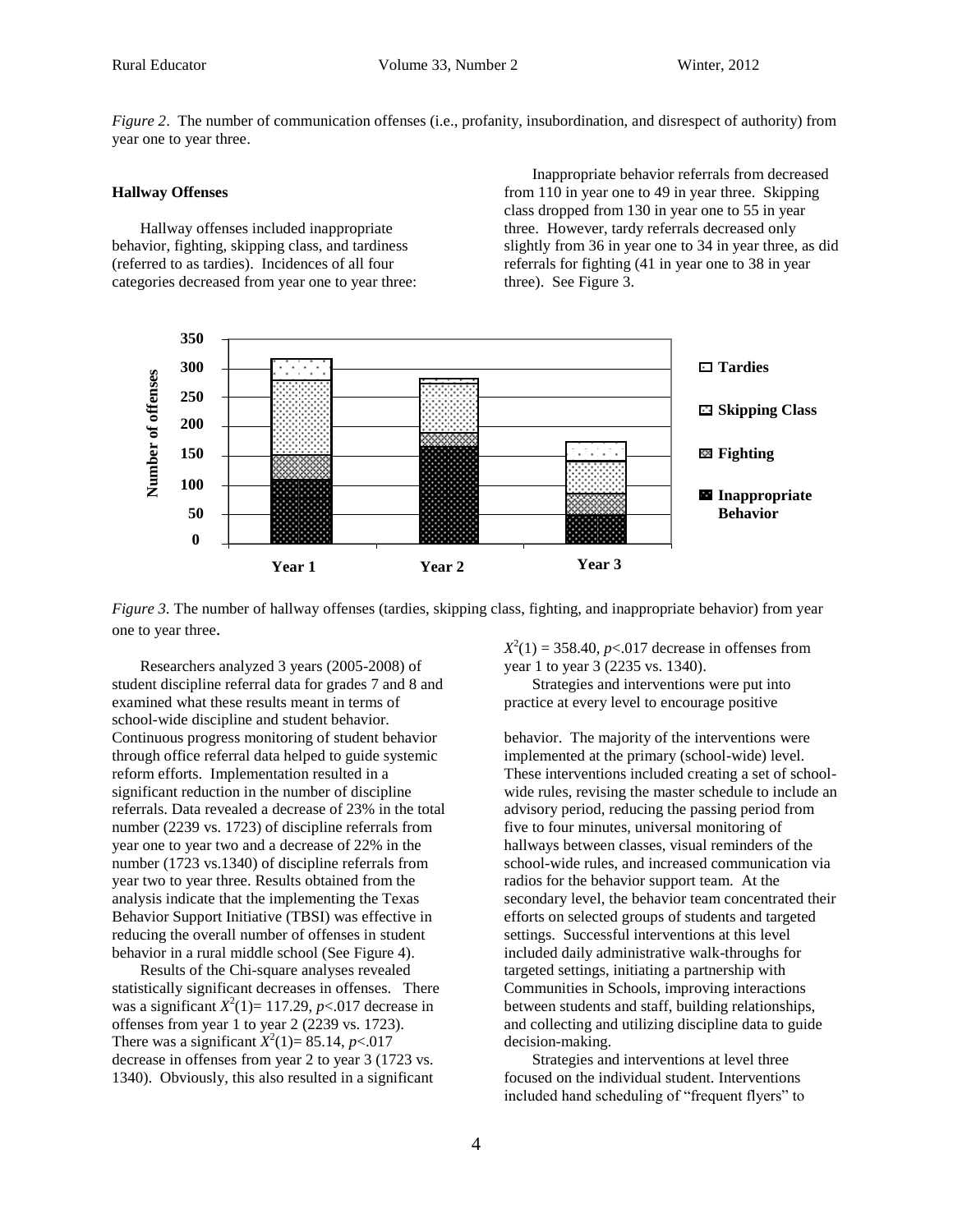*Figure 2*. The number of communication offenses (i.e., profanity, insubordination, and disrespect of authority) from year one to year three.

### Hallway Offenses

Hallway offenses included inappropriate behavior, fighting, skipping class, and tardiness (referred to as tardies). Incidences of all four categories decreased from year one to year three: Inappropriate behavior referrals from decreased from 110 in year one to 49 in year three. Skipping class dropped from 130 in year one to 55 in year three. However, tardy referrals decreased only slightly from 36 in year one to 34 in year three, as did referrals for fighting (41 in year one to 38 in year three). See Figure 3.

*Figure 3*. The number of hallway offenses (tardies, skipping class, fighting, and inappropriate behavior) from year one to year three.

Researchers analyzed 3 years (2005-2008) of student discipline referral data for grades 7 and 8 and examined what these results meant in terms of school-wide discipline and student behavior. Continuous progress monitoring of student behavior through office referral data helped to guide systemic reform efforts. Implementation resulted in a significant reduction in the number of discipline referrals. Data revealed a decrease of 23% in the total number (2239 vs. 1723) of discipline referrals from year one to year two and a decrease of 22% in the number (1723 vs.1340) of discipline referrals from year two to year three. Results obtained from the analysis indicate that the implementing the Texas Behavior Support Initiative (TBSI) was effective in reducing the overall number of offenses in student behavior in a rural middle school (See Figure 4).

Results of the Chi-square analyses revealed statistically significant decreases in offenses. There was a significant $X^2(1) = 117.29$, $p<.017$ decrease in offenses from year 1 to year 2 (2239 vs. 1723). There was a significant $X^2(1) = 85.14$, $p<.017$ decrease in offenses from year 2 to year 3 (1723 vs. 1340). Obviously, this also resulted in a significant $X^2(1) = 358.40$, $p<.017$ decrease in offenses from year 1 to year 3 (2235 vs. 1340).

Strategies and interventions were put into practice at every level to encourage positive behavior. The majority of the interventions were implemented at the primary (school-wide) level. These interventions included creating a set of school-wide rules, revising the master schedule to include an advisory period, reducing the passing period from five to four minutes, universal monitoring of hallways between classes, visual reminders of the school-wide rules, and increased communication via radios for the behavior support team. At the secondary level, the behavior team concentrated their efforts on selected groups of students and targeted settings. Successful interventions at this level included daily administrative walk-throughs for targeted settings, initiating a partnership with Communities in Schools, improving interactions between students and staff, building relationships, and collecting and utilizing discipline data to guide decision-making.

Strategies and interventions at level three focused on the individual student. Interventions included hand scheduling of "frequent flyers" to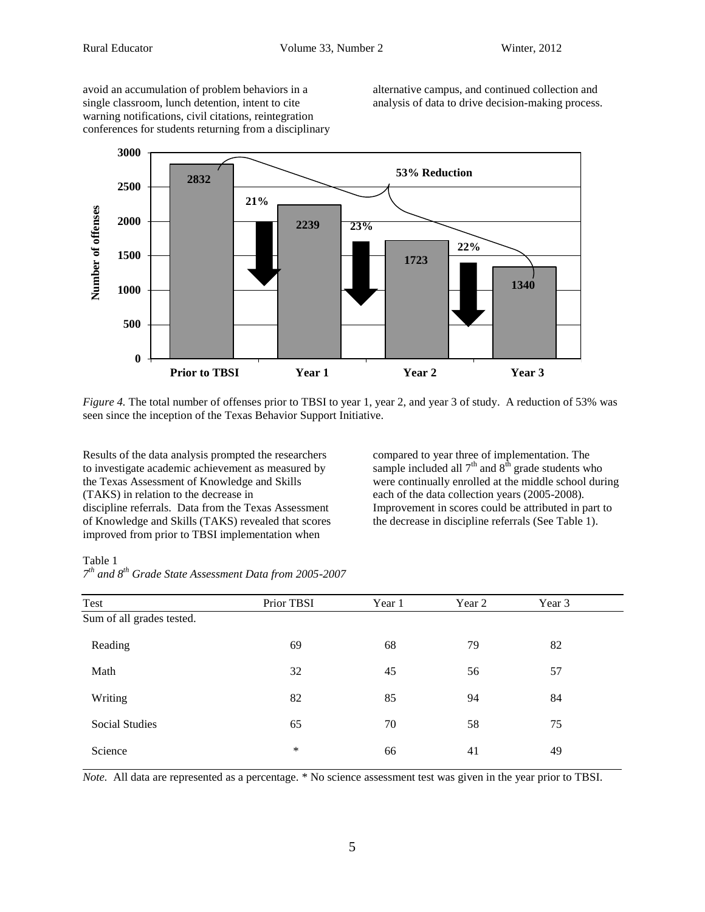avoid an accumulation of problem behaviors in a single classroom, lunch detention, intent to cite warning notifications, civil citations, reintegration conferences for students returning from a disciplinary alternative campus, and continued collection and analysis of data to drive decision-making process.

*Figure 4.* The total number of offenses prior to TBSI to year 1, year 2, and year 3 of study. A reduction of 53% was seen since the inception of the Texas Behavior Support Initiative.

Results of the data analysis prompted the researchers to investigate academic achievement as measured by the Texas Assessment of Knowledge and Skills (TAKS) in relation to the decrease in discipline referrals. Data from the Texas Assessment of Knowledge and Skills (TAKS) revealed that scores improved from prior to TBSI implementation when compared to year three of implementation. The sample included all 7th and 8th grade students who were continually enrolled at the middle school during each of the data collection years (2005-2008). Improvement in scores could be attributed in part to the decrease in discipline referrals (See Table 1).

Table 1
*7th and 8th Grade State Assessment Data from 2005-2007*

| Test | Prior TBSI | Year 1 | Year 2 | Year 3 |
|---|---|---|---|---|
| Sum of all grades tested. | | | | |
| Reading | 69 | 68 | 79 | 82 |
| Math | 32 | 45 | 56 | 57 |
| Writing | 82 | 85 | 94 | 84 |
| Social Studies | 65 | 70 | 58 | 75 |
| Science | * | 66 | 41 | 49 |

*Note.* All data are represented as a percentage. * No science assessment test was given in the year prior to TBSI.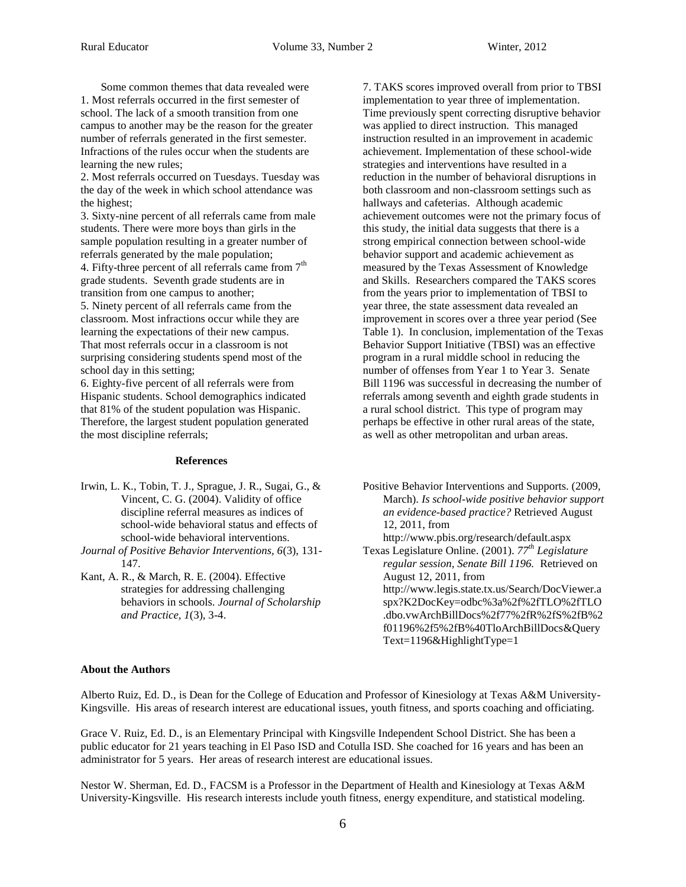Some common themes that data revealed were

1. Most referrals occurred in the first semester of school. The lack of a smooth transition from one campus to another may be the reason for the greater number of referrals generated in the first semester. Infractions of the rules occur when the students are learning the new rules;
2. Most referrals occurred on Tuesdays. Tuesday was the day of the week in which school attendance was the highest;
3. Sixty-nine percent of all referrals came from male students. There were more boys than girls in the sample population resulting in a greater number of referrals generated by the male population;
4. Fifty-three percent of all referrals came from $7^{th}$ grade students. Seventh grade students are in transition from one campus to another;
5. Ninety percent of all referrals came from the classroom. Most infractions occur while they are learning the expectations of their new campus. That most referrals occur in a classroom is not surprising considering students spend most of the school day in this setting;
6. Eighty-five percent of all referrals were from Hispanic students. School demographics indicated that 81% of the student population was Hispanic. Therefore, the largest student population generated the most discipline referrals;
7. TAKS scores improved overall from prior to TBSI implementation to year three of implementation. Time previously spent correcting disruptive behavior was applied to direct instruction. This managed instruction resulted in an improvement in academic achievement. Implementation of these school-wide strategies and interventions have resulted in a reduction in the number of behavioral disruptions in both classroom and non-classroom settings such as hallways and cafeterias. Although academic achievement outcomes were not the primary focus of this study, the initial data suggests that there is a strong empirical connection between school-wide behavior support and academic achievement as measured by the Texas Assessment of Knowledge and Skills. Researchers compared the TAKS scores from the years prior to implementation of TBSI to year three, the state assessment data revealed an improvement in scores over a three year period (See Table 1). In conclusion, implementation of the Texas Behavior Support Initiative (TBSI) was an effective program in a rural middle school in reducing the number of offenses from Year 1 to Year 3. Senate Bill 1196 was successful in decreasing the number of referrals among seventh and eighth grade students in a rural school district. This type of program may perhaps be effective in other rural areas of the state, as well as other metropolitan and urban areas.

## References

Irwin, L. K., Tobin, T. J., Sprague, J. R., Sugai, G., & Vincent, C. G. (2004). Validity of office discipline referral measures as indices of school-wide behavioral status and effects of school-wide behavioral interventions. *Journal of Positive Behavior Interventions, 6*(3), 131-147.

Kant, A. R., & March, R. E. (2004). Effective strategies for addressing challenging behaviors in schools. *Journal of Scholarship and Practice, 1*(3), 3-4.

Positive Behavior Interventions and Supports. (2009, March). *Is school-wide positive behavior support an evidence-based practice?* Retrieved August 12, 2011, from http://www.pbis.org/research/default.aspx

Texas Legislature Online. (2001). *$77^{th}$ Legislature regular session, Senate Bill 1196.* Retrieved on August 12, 2011, from http://www.legis.state.tx.us/Search/DocViewer.aspx?K2DocKey=odbc%3a%2f%2fTLO%2fTLO.dbo.vwArchBillDocs%2f77%2fR%2fS%2fB%2f01196%2f5%2fB%40TloArchBillDocs&QueryText=1196&HighlightType=1

**About the Authors**

Alberto Ruiz, Ed. D., is Dean for the College of Education and Professor of Kinesiology at Texas A&M University-Kingsville. His areas of research interest are educational issues, youth fitness, and sports coaching and officiating.

Grace V. Ruiz, Ed. D., is an Elementary Principal with Kingsville Independent School District. She has been a public educator for 21 years teaching in El Paso ISD and Cotulla ISD. She coached for 16 years and has been an administrator for 5 years. Her areas of research interest are educational issues.

Nestor W. Sherman, Ed. D., FACSM is a Professor in the Department of Health and Kinesiology at Texas A&M University-Kingsville. His research interests include youth fitness, energy expenditure, and statistical modeling.